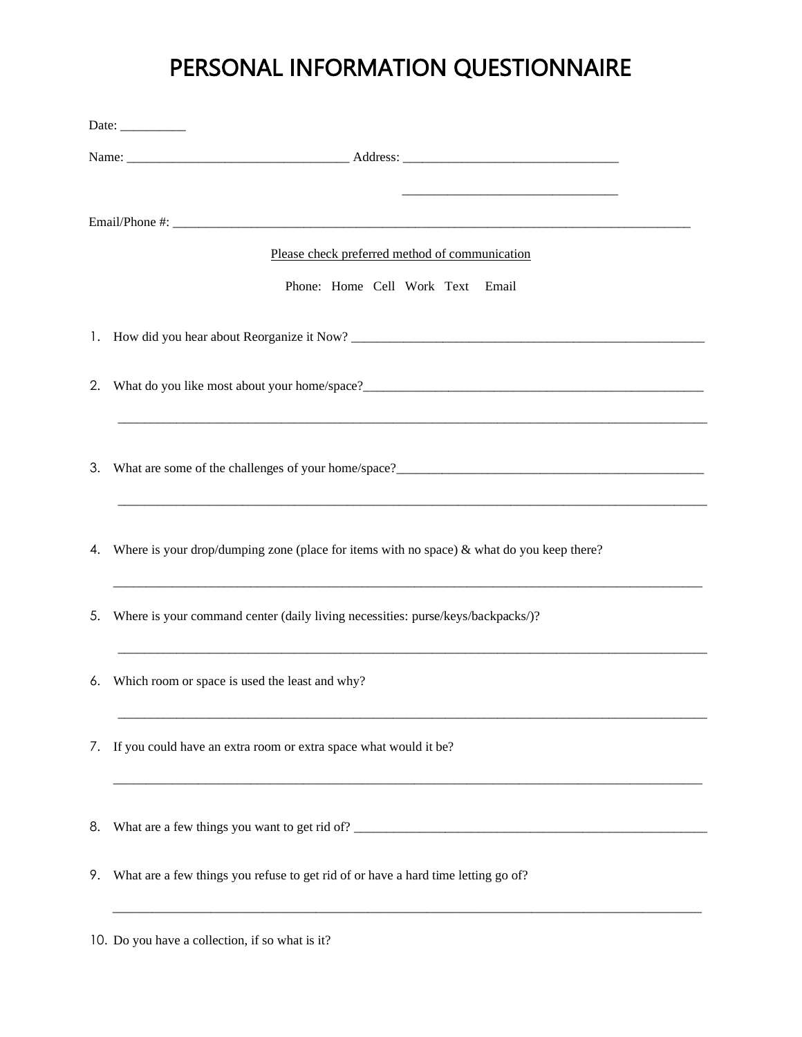# PERSONAL INFORMATION QUESTIONNAIRE

Date: __________

Name: _________________________________ Address: ________________________________

________________________________

Email/Phone #: ______________________________________________________________________________

Please check preferred method of communication

Phone: Home Cell Work Text Email

1. How did you hear about Reorganize it Now? ___________________________________________________________

2. What do you like most about your home/space?_______________________________________________________

   _____________________________________________________________________________________________

3. What are some of the challenges of your home/space?_________________________________________________

   _____________________________________________________________________________________________

4. Where is your drop/dumping zone (place for items with no space) & what do you keep there?

   _____________________________________________________________________________________________

5. Where is your command center (daily living necessities: purse/keys/backpacks/)?

   _____________________________________________________________________________________________

6. Which room or space is used the least and why?

   _____________________________________________________________________________________________

7. If you could have an extra room or extra space what would it be?

   _____________________________________________________________________________________________

8. What are a few things you want to get rid of? ___________________________________________________________

9. What are a few things you refuse to get rid of or have a hard time letting go of?

   _____________________________________________________________________________________________

10. Do you have a collection, if so what is it?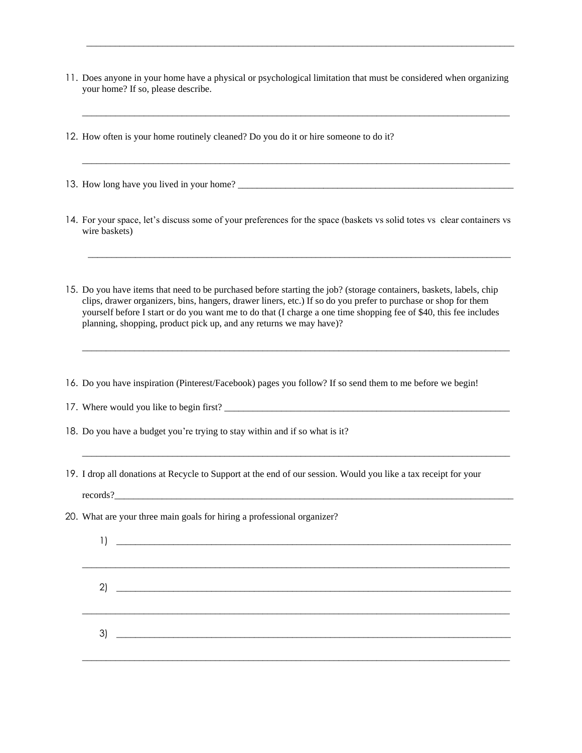\_\_\_\_\_\_\_\_\_\_\_\_\_\_\_\_\_\_\_\_\_\_\_\_\_\_\_\_\_\_\_\_\_\_\_\_\_\_\_\_\_\_\_\_\_\_\_\_\_\_\_\_\_\_\_\_\_\_\_\_\_\_\_\_\_\_\_\_\_\_\_\_\_\_\_\_\_\_

11. Does anyone in your home have a physical or psychological limitation that must be considered when organizing your home? If so, please describe.

    \_\_\_\_\_\_\_\_\_\_\_\_\_\_\_\_\_\_\_\_\_\_\_\_\_\_\_\_\_\_\_\_\_\_\_\_\_\_\_\_\_\_\_\_\_\_\_\_\_\_\_\_\_\_\_\_\_\_\_\_\_\_\_\_\_\_\_\_\_\_\_\_\_\_\_\_\_\_

12. How often is your home routinely cleaned? Do you do it or hire someone to do it?

    \_\_\_\_\_\_\_\_\_\_\_\_\_\_\_\_\_\_\_\_\_\_\_\_\_\_\_\_\_\_\_\_\_\_\_\_\_\_\_\_\_\_\_\_\_\_\_\_\_\_\_\_\_\_\_\_\_\_\_\_\_\_\_\_\_\_\_\_\_\_\_\_\_\_\_\_\_\_

13. How long have you lived in your home? \_\_\_\_\_\_\_\_\_\_\_\_\_\_\_\_\_\_\_\_\_\_\_\_\_\_\_\_\_\_\_\_\_\_\_\_\_\_\_\_\_\_\_\_\_\_\_\_\_\_\_\_

14. For your space, let's discuss some of your preferences for the space (baskets vs solid totes vs clear containers vs wire baskets)

    \_\_\_\_\_\_\_\_\_\_\_\_\_\_\_\_\_\_\_\_\_\_\_\_\_\_\_\_\_\_\_\_\_\_\_\_\_\_\_\_\_\_\_\_\_\_\_\_\_\_\_\_\_\_\_\_\_\_\_\_\_\_\_\_\_\_\_\_\_\_\_\_\_\_\_\_\_\_

15. Do you have items that need to be purchased before starting the job? (storage containers, baskets, labels, chip clips, drawer organizers, bins, hangers, drawer liners, etc.) If so do you prefer to purchase or shop for them yourself before I start or do you want me to do that (I charge a one time shopping fee of $40, this fee includes planning, shopping, product pick up, and any returns we may have)?

    \_\_\_\_\_\_\_\_\_\_\_\_\_\_\_\_\_\_\_\_\_\_\_\_\_\_\_\_\_\_\_\_\_\_\_\_\_\_\_\_\_\_\_\_\_\_\_\_\_\_\_\_\_\_\_\_\_\_\_\_\_\_\_\_\_\_\_\_\_\_\_\_\_\_\_\_\_\_

16. Do you have inspiration (Pinterest/Facebook) pages you follow? If so send them to me before we begin!

17. Where would you like to begin first? \_\_\_\_\_\_\_\_\_\_\_\_\_\_\_\_\_\_\_\_\_\_\_\_\_\_\_\_\_\_\_\_\_\_\_\_\_\_\_\_\_\_\_\_\_\_\_\_\_\_\_\_\_\_

18. Do you have a budget you're trying to stay within and if so what is it?

    \_\_\_\_\_\_\_\_\_\_\_\_\_\_\_\_\_\_\_\_\_\_\_\_\_\_\_\_\_\_\_\_\_\_\_\_\_\_\_\_\_\_\_\_\_\_\_\_\_\_\_\_\_\_\_\_\_\_\_\_\_\_\_\_\_\_\_\_\_\_\_\_\_\_\_\_\_\_

19. I drop all donations at Recycle to Support at the end of our session. Would you like a tax receipt for your records?\_\_\_\_\_\_\_\_\_\_\_\_\_\_\_\_\_\_\_\_\_\_\_\_\_\_\_\_\_\_\_\_\_\_\_\_\_\_\_\_\_\_\_\_\_\_\_\_\_\_\_\_\_\_\_\_\_\_\_\_\_\_\_\_\_\_\_\_\_\_\_

20. What are your three main goals for hiring a professional organizer?

    1) \_\_\_\_\_\_\_\_\_\_\_\_\_\_\_\_\_\_\_\_\_\_\_\_\_\_\_\_\_\_\_\_\_\_\_\_\_\_\_\_\_\_\_\_\_\_\_\_\_\_\_\_\_\_\_\_\_\_\_\_\_\_\_\_\_\_\_\_\_\_\_\_\_\_

    \_\_\_\_\_\_\_\_\_\_\_\_\_\_\_\_\_\_\_\_\_\_\_\_\_\_\_\_\_\_\_\_\_\_\_\_\_\_\_\_\_\_\_\_\_\_\_\_\_\_\_\_\_\_\_\_\_\_\_\_\_\_\_\_\_\_\_\_\_\_\_\_\_\_\_\_\_\_

    2) \_\_\_\_\_\_\_\_\_\_\_\_\_\_\_\_\_\_\_\_\_\_\_\_\_\_\_\_\_\_\_\_\_\_\_\_\_\_\_\_\_\_\_\_\_\_\_\_\_\_\_\_\_\_\_\_\_\_\_\_\_\_\_\_\_\_\_\_\_\_\_\_\_\_

    \_\_\_\_\_\_\_\_\_\_\_\_\_\_\_\_\_\_\_\_\_\_\_\_\_\_\_\_\_\_\_\_\_\_\_\_\_\_\_\_\_\_\_\_\_\_\_\_\_\_\_\_\_\_\_\_\_\_\_\_\_\_\_\_\_\_\_\_\_\_\_\_\_\_\_\_\_\_

    3) \_\_\_\_\_\_\_\_\_\_\_\_\_\_\_\_\_\_\_\_\_\_\_\_\_\_\_\_\_\_\_\_\_\_\_\_\_\_\_\_\_\_\_\_\_\_\_\_\_\_\_\_\_\_\_\_\_\_\_\_\_\_\_\_\_\_\_\_\_\_\_\_\_\_

    \_\_\_\_\_\_\_\_\_\_\_\_\_\_\_\_\_\_\_\_\_\_\_\_\_\_\_\_\_\_\_\_\_\_\_\_\_\_\_\_\_\_\_\_\_\_\_\_\_\_\_\_\_\_\_\_\_\_\_\_\_\_\_\_\_\_\_\_\_\_\_\_\_\_\_\_\_\_